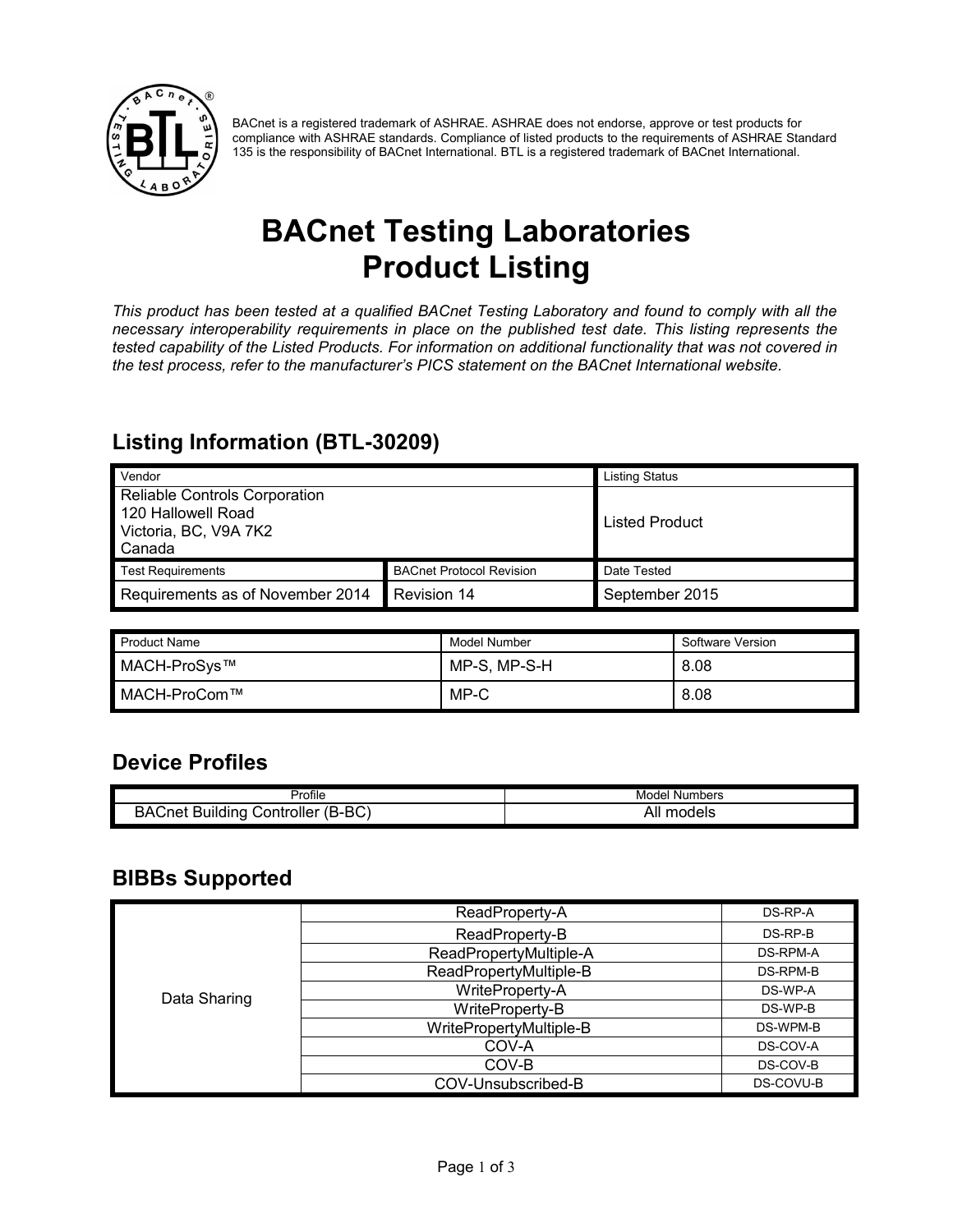BACnet is a registered trademark of ASHRAE. ASHRAE does not endorse, approve or test products for compliance with ASHRAE standards. Compliance of listed products to the requirements of ASHRAE Standard 135 is the responsibility of BACnet International. BTL is a registered trademark of BACnet International.

# BACnet Testing Laboratories Product Listing

*This product has been tested at a qualified BACnet Testing Laboratory and found to comply with all the necessary interoperability requirements in place on the published test date. This listing represents the tested capability of the Listed Products. For information on additional functionality that was not covered in the test process, refer to the manufacturer's PICS statement on the BACnet International website.*

## Listing Information (BTL-30209)

| Vendor | | Listing Status |
|---|---|---|
| Reliable Controls Corporation<br>120 Hallowell Road<br>Victoria, BC, V9A 7K2<br>Canada | | Listed Product |
| **Test Requirements** | **BACnet Protocol Revision** | **Date Tested** |
| Requirements as of November 2014 | Revision 14 | September 2015 |

| Product Name | Model Number | Software Version |
|---|---|---|
| MACH-ProSys™ | MP-S, MP-S-H | 8.08 |
| MACH-ProCom™ | MP-C | 8.08 |

## Device Profiles

| Profile | Model Numbers |
|---|---|
| BACnet Building Controller (B-BC) | All models |

## BIBBs Supported

| | | |
|---|---|---|
| Data Sharing | ReadProperty-A | DS-RP-A |
| | ReadProperty-B | DS-RP-B |
| | ReadPropertyMultiple-A | DS-RPM-A |
| | ReadPropertyMultiple-B | DS-RPM-B |
| | WriteProperty-A | DS-WP-A |
| | WriteProperty-B | DS-WP-B |
| | WritePropertyMultiple-B | DS-WPM-B |
| | COV-A | DS-COV-A |
| | COV-B | DS-COV-B |
| | COV-Unsubscribed-B | DS-COVU-B |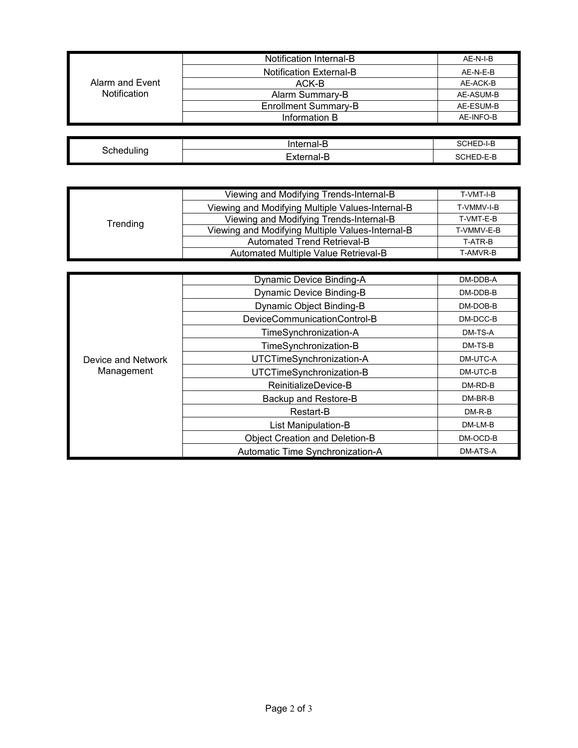| | | |
|---|---|---|
| Alarm and Event Notification | Notification Internal-B | AE-N-I-B |
| | Notification External-B | AE-N-E-B |
| | ACK-B | AE-ACK-B |
| | Alarm Summary-B | AE-ASUM-B |
| | Enrollment Summary-B | AE-ESUM-B |
| | Information B | AE-INFO-B |

| | | |
|---|---|---|
| Scheduling | Internal-B | SCHED-I-B |
| | External-B | SCHED-E-B |

| | | |
|---|---|---|
| Trending | Viewing and Modifying Trends-Internal-B | T-VMT-I-B |
| | Viewing and Modifying Multiple Values-Internal-B | T-VMMV-I-B |
| | Viewing and Modifying Trends-Internal-B | T-VMT-E-B |
| | Viewing and Modifying Multiple Values-Internal-B | T-VMMV-E-B |
| | Automated Trend Retrieval-B | T-ATR-B |
| | Automated Multiple Value Retrieval-B | T-AMVR-B |

| | | |
|---|---|---|
| Device and Network Management | Dynamic Device Binding-A | DM-DDB-A |
| | Dynamic Device Binding-B | DM-DDB-B |
| | Dynamic Object Binding-B | DM-DOB-B |
| | DeviceCommunicationControl-B | DM-DCC-B |
| | TimeSynchronization-A | DM-TS-A |
| | TimeSynchronization-B | DM-TS-B |
| | UTCTimeSynchronization-A | DM-UTC-A |
| | UTCTimeSynchronization-B | DM-UTC-B |
| | ReinitializeDevice-B | DM-RD-B |
| | Backup and Restore-B | DM-BR-B |
| | Restart-B | DM-R-B |
| | List Manipulation-B | DM-LM-B |
| | Object Creation and Deletion-B | DM-OCD-B |
| | Automatic Time Synchronization-A | DM-ATS-A |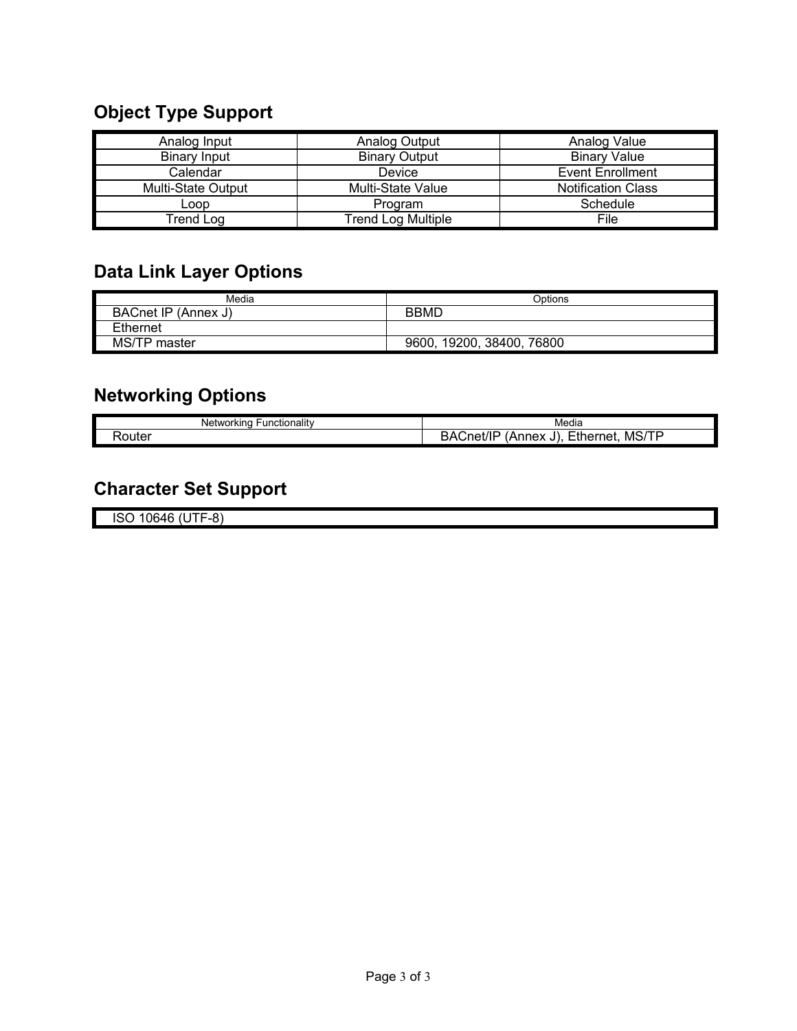## Object Type Support

| | | |
|---|---|---|
| Analog Input | Analog Output | Analog Value |
| Binary Input | Binary Output | Binary Value |
| Calendar | Device | Event Enrollment |
| Multi-State Output | Multi-State Value | Notification Class |
| Loop | Program | Schedule |
| Trend Log | Trend Log Multiple | File |

## Data Link Layer Options

| Media | Options |
|---|---|
| BACnet IP (Annex J) | BBMD |
| Ethernet | |
| MS/TP master | 9600, 19200, 38400, 76800 |

## Networking Options

| Networking Functionality | Media |
|---|---|
| Router | BACnet/IP (Annex J), Ethernet, MS/TP |

## Character Set Support

| |
|---|
| ISO 10646 (UTF-8) |